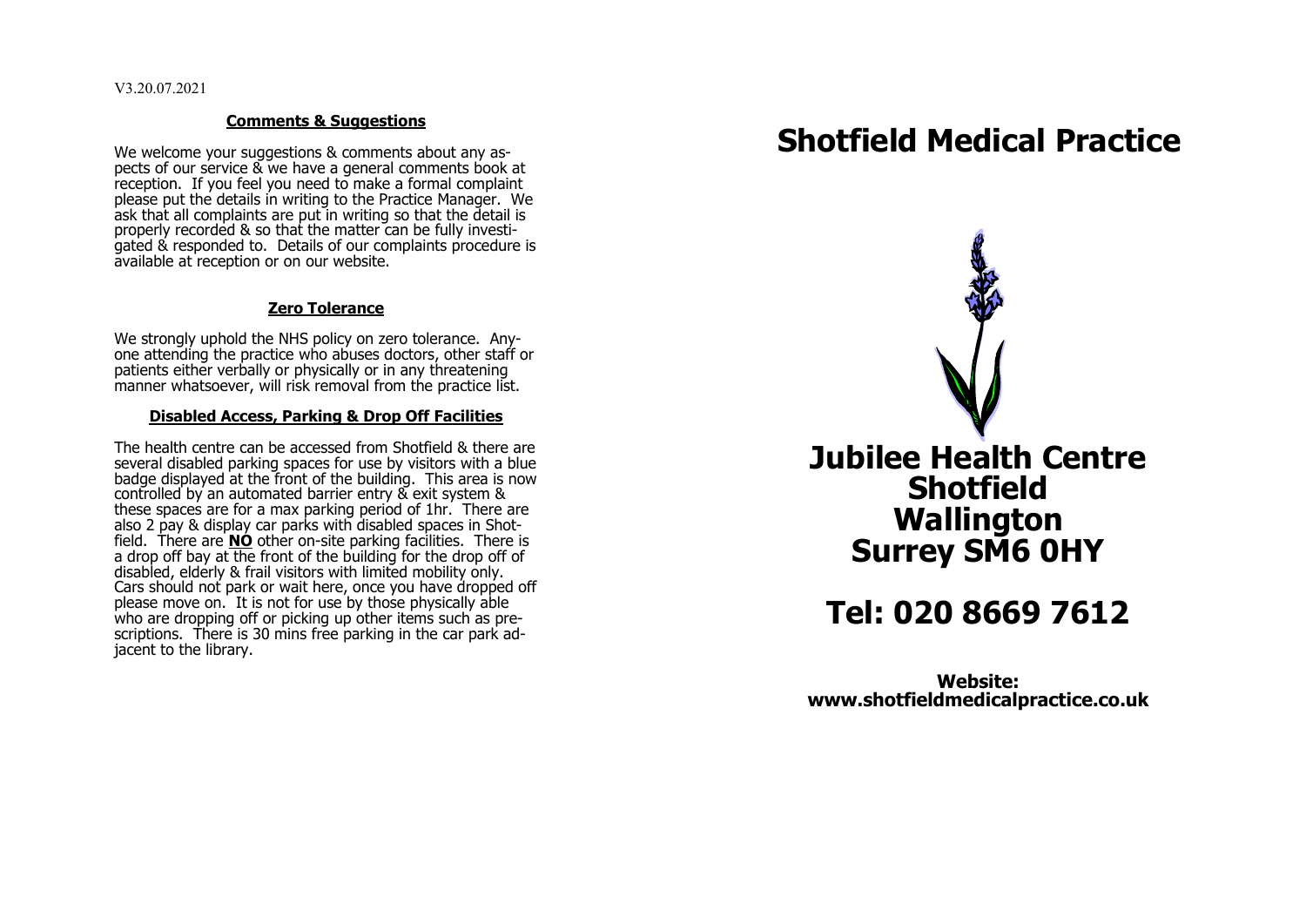V3.20.07.2021

## Comments & Suggestions

We welcome your suggestions & comments about any aspects of our service & we have a general comments book at reception. If you feel you need to make a formal complaint please put the details in writing to the Practice Manager. We ask that all complaints are put in writing so that the detail is properly recorded & so that the matter can be fully investigated & responded to. Details of our complaints procedure is available at reception or on our website.

## Zero Tolerance

We strongly uphold the NHS policy on zero tolerance. Anyone attending the practice who abuses doctors, other staff or patients either verbally or physically or in any threatening manner whatsoever, will risk removal from the practice list.

## Disabled Access, Parking & Drop Off Facilities

The health centre can be accessed from Shotfield & there are several disabled parking spaces for use by visitors with a blue badge displayed at the front of the building. This area is now controlled by an automated barrier entry & exit system & these spaces are for a max parking period of 1hr. There are also 2 pay & display car parks with disabled spaces in Shotfield. There are **NO** other on-site parking facilities. There is a drop off bay at the front of the building for the drop off of disabled, elderly & frail visitors with limited mobility only. Cars should not park or wait here, once you have dropped off please move on. It is not for use by those physically able who are dropping off or picking up other items such as prescriptions. There is 30 mins free parking in the car park adjacent to the library.

# Shotfield Medical Practice

## Jubilee Health Centre
## Shotfield
## Wallington
## Surrey SM6 0HY

# Tel: 020 8669 7612

**Website:**
**www.shotfieldmedicalpractice.co.uk**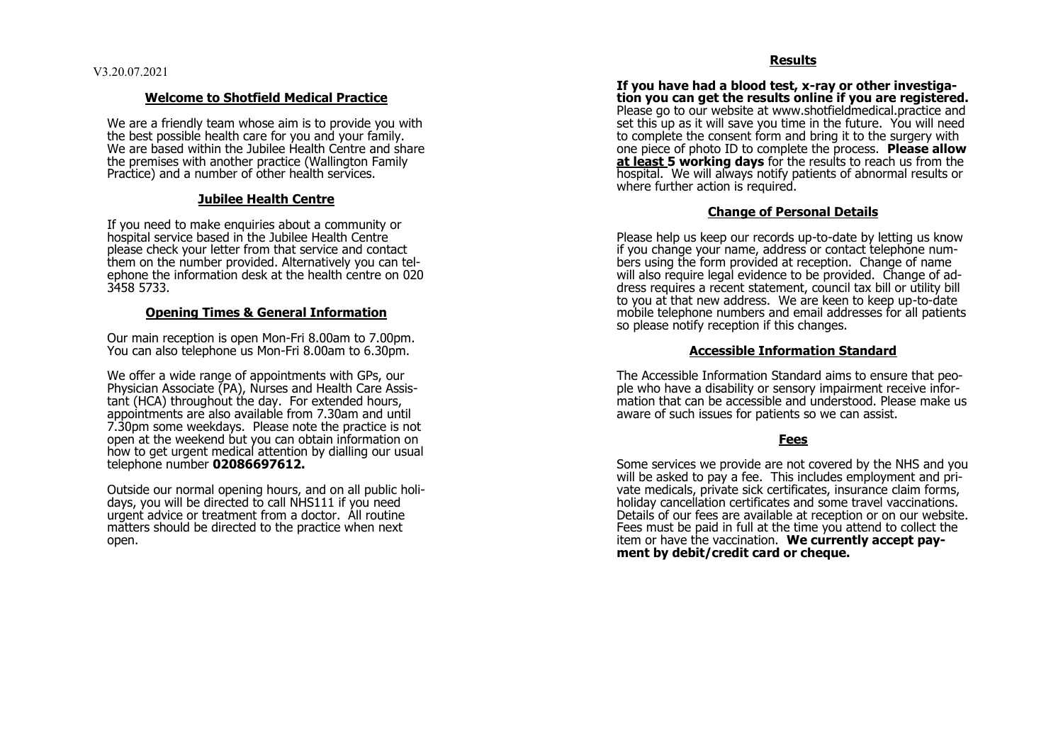V3.20.07.2021

## Welcome to Shotfield Medical Practice

We are a friendly team whose aim is to provide you with the best possible health care for you and your family. We are based within the Jubilee Health Centre and share the premises with another practice (Wallington Family Practice) and a number of other health services.

## Jubilee Health Centre

If you need to make enquiries about a community or hospital service based in the Jubilee Health Centre please check your letter from that service and contact them on the number provided. Alternatively you can telephone the information desk at the health centre on 020 3458 5733.

## Opening Times & General Information

Our main reception is open Mon-Fri 8.00am to 7.00pm. You can also telephone us Mon-Fri 8.00am to 6.30pm.

We offer a wide range of appointments with GPs, our Physician Associate (PA), Nurses and Health Care Assistant (HCA) throughout the day. For extended hours, appointments are also available from 7.30am and until 7.30pm some weekdays. Please note the practice is not open at the weekend but you can obtain information on how to get urgent medical attention by dialling our usual telephone number **02086697612.**

Outside our normal opening hours, and on all public holidays, you will be directed to call NHS111 if you need urgent advice or treatment from a doctor. All routine matters should be directed to the practice when next open.

## Results

**If you have had a blood test, x-ray or other investigation you can get the results online if you are registered.** Please go to our website at www.shotfieldmedical.practice and set this up as it will save you time in the future. You will need to complete the consent form and bring it to the surgery with one piece of photo ID to complete the process. **Please allow at least 5 working days** for the results to reach us from the hospital. We will always notify patients of abnormal results or where further action is required.

## Change of Personal Details

Please help us keep our records up-to-date by letting us know if you change your name, address or contact telephone numbers using the form provided at reception. Change of name will also require legal evidence to be provided. Change of address requires a recent statement, council tax bill or utility bill to you at that new address. We are keen to keep up-to-date mobile telephone numbers and email addresses for all patients so please notify reception if this changes.

## Accessible Information Standard

The Accessible Information Standard aims to ensure that people who have a disability or sensory impairment receive information that can be accessible and understood. Please make us aware of such issues for patients so we can assist.

## Fees

Some services we provide are not covered by the NHS and you will be asked to pay a fee. This includes employment and private medicals, private sick certificates, insurance claim forms, holiday cancellation certificates and some travel vaccinations. Details of our fees are available at reception or on our website. Fees must be paid in full at the time you attend to collect the item or have the vaccination. **We currently accept payment by debit/credit card or cheque.**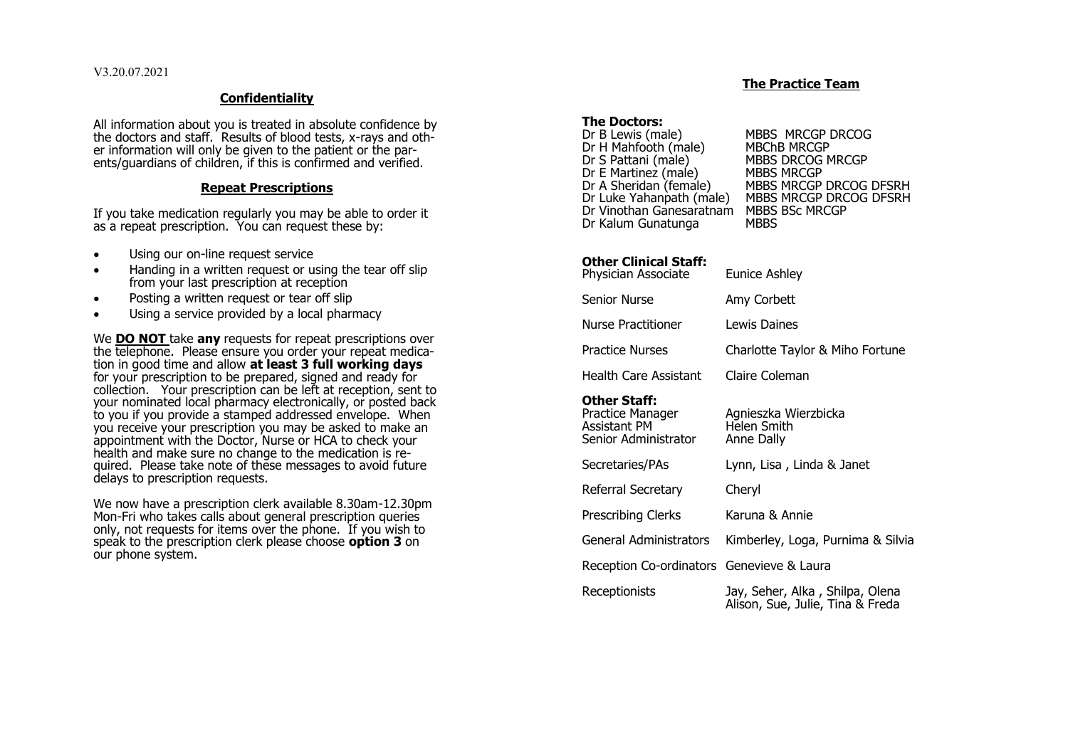V3.20.07.2021

## Confidentiality

All information about you is treated in absolute confidence by the doctors and staff. Results of blood tests, x-rays and other information will only be given to the patient or the parents/guardians of children, if this is confirmed and verified.

## Repeat Prescriptions

If you take medication regularly you may be able to order it as a repeat prescription. You can request these by:

- Using our on-line request service
- Handing in a written request or using the tear off slip from your last prescription at reception
- Posting a written request or tear off slip
- Using a service provided by a local pharmacy

We **DO NOT** take **any** requests for repeat prescriptions over the telephone. Please ensure you order your repeat medication in good time and allow **at least 3 full working days** for your prescription to be prepared, signed and ready for collection. Your prescription can be left at reception, sent to your nominated local pharmacy electronically, or posted back to you if you provide a stamped addressed envelope. When you receive your prescription you may be asked to make an appointment with the Doctor, Nurse or HCA to check your health and make sure no change to the medication is required. Please take note of these messages to avoid future delays to prescription requests.

We now have a prescription clerk available 8.30am-12.30pm Mon-Fri who takes calls about general prescription queries only, not requests for items over the phone. If you wish to speak to the prescription clerk please choose **option 3** on our phone system.

## The Practice Team

**The Doctors:**

| | |
|---|---|
| Dr B Lewis (male) | MBBS MRCGP DRCOG |
| Dr H Mahfooth (male) | MBChB MRCGP |
| Dr S Pattani (male) | MBBS DRCOG MRCGP |
| Dr E Martinez (male) | MBBS MRCGP |
| Dr A Sheridan (female) | MBBS MRCGP DRCOG DFSRH |
| Dr Luke Yahanpath (male) | MBBS MRCGP DRCOG DFSRH |
| Dr Vinothan Ganesaratnam | MBBS BSc MRCGP |
| Dr Kalum Gunatunga | MBBS |

**Other Clinical Staff:**

| | |
|---|---|
| Physician Associate | Eunice Ashley |
| Senior Nurse | Amy Corbett |
| Nurse Practitioner | Lewis Daines |
| Practice Nurses | Charlotte Taylor & Miho Fortune |
| Health Care Assistant | Claire Coleman |

**Other Staff:**

| | |
|---|---|
| Practice Manager | Agnieszka Wierzbicka |
| Assistant PM | Helen Smith |
| Senior Administrator | Anne Dally |
| Secretaries/PAs | Lynn, Lisa , Linda & Janet |
| Referral Secretary | Cheryl |
| Prescribing Clerks | Karuna & Annie |
| General Administrators | Kimberley, Loga, Purnima & Silvia |
| Reception Co-ordinators | Genevieve & Laura |
| Receptionists | Jay, Seher, Alka , Shilpa, Olena Alison, Sue, Julie, Tina & Freda |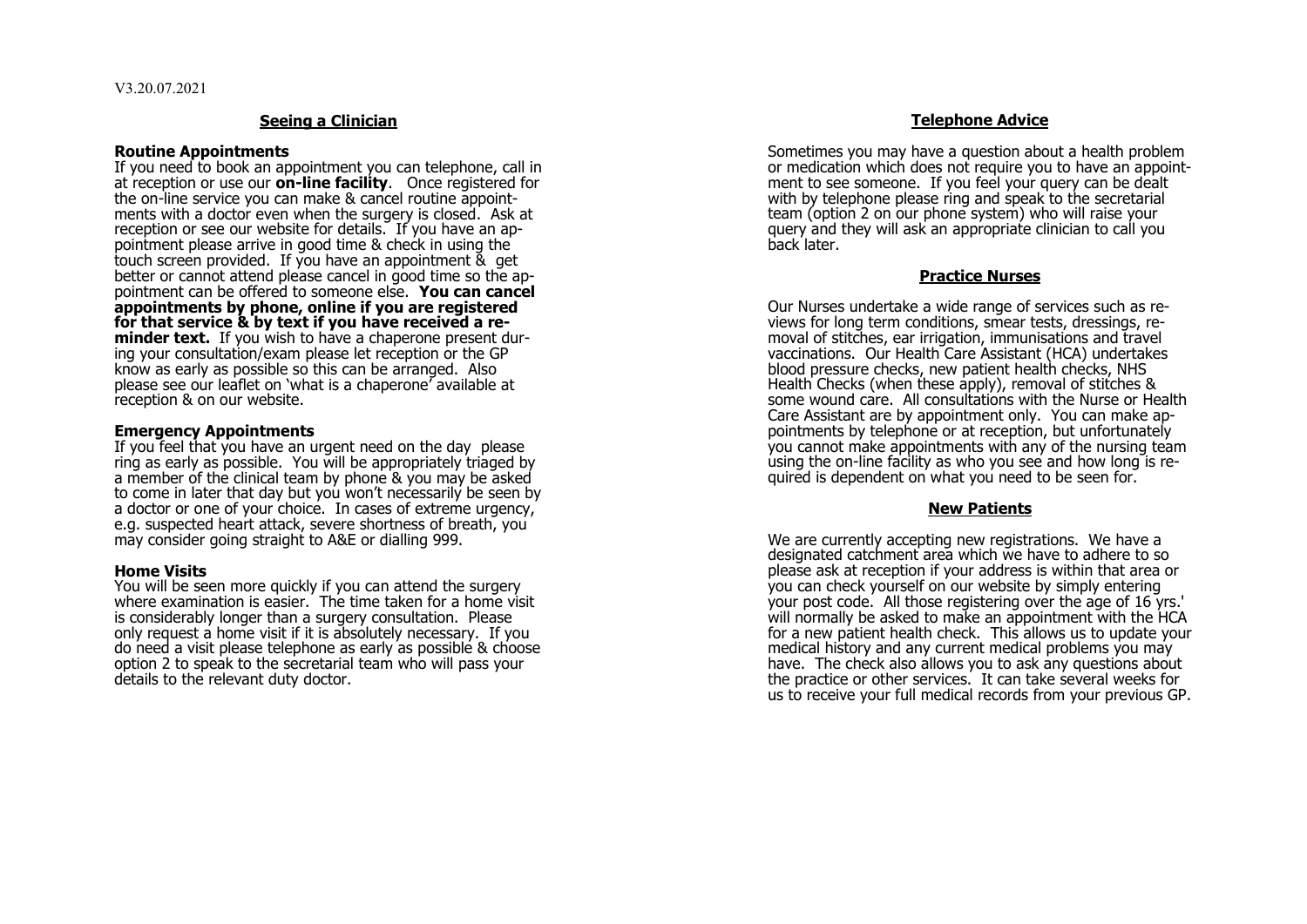V3.20.07.2021

## Seeing a Clinician

### Routine Appointments

If you need to book an appointment you can telephone, call in at reception or use our **on-line facility**. Once registered for the on-line service you can make & cancel routine appointments with a doctor even when the surgery is closed. Ask at reception or see our website for details. If you have an appointment please arrive in good time & check in using the touch screen provided. If you have an appointment & get better or cannot attend please cancel in good time so the appointment can be offered to someone else. **You can cancel appointments by phone, online if you are registered for that service & by text if you have received a reminder text.** If you wish to have a chaperone present during your consultation/exam please let reception or the GP know as early as possible so this can be arranged. Also please see our leaflet on 'what is a chaperone' available at reception & on our website.

### Emergency Appointments

If you feel that you have an urgent need on the day please ring as early as possible. You will be appropriately triaged by a member of the clinical team by phone & you may be asked to come in later that day but you won't necessarily be seen by a doctor or one of your choice. In cases of extreme urgency, e.g. suspected heart attack, severe shortness of breath, you may consider going straight to A&E or dialling 999.

### Home Visits

You will be seen more quickly if you can attend the surgery where examination is easier. The time taken for a home visit is considerably longer than a surgery consultation. Please only request a home visit if it is absolutely necessary. If you do need a visit please telephone as early as possible & choose option 2 to speak to the secretarial team who will pass your details to the relevant duty doctor.

## Telephone Advice

Sometimes you may have a question about a health problem or medication which does not require you to have an appointment to see someone. If you feel your query can be dealt with by telephone please ring and speak to the secretarial team (option 2 on our phone system) who will raise your query and they will ask an appropriate clinician to call you back later.

## Practice Nurses

Our Nurses undertake a wide range of services such as reviews for long term conditions, smear tests, dressings, removal of stitches, ear irrigation, immunisations and travel vaccinations. Our Health Care Assistant (HCA) undertakes blood pressure checks, new patient health checks, NHS Health Checks (when these apply), removal of stitches & some wound care. All consultations with the Nurse or Health Care Assistant are by appointment only. You can make appointments by telephone or at reception, but unfortunately you cannot make appointments with any of the nursing team using the on-line facility as who you see and how long is required is dependent on what you need to be seen for.

## New Patients

We are currently accepting new registrations. We have a designated catchment area which we have to adhere to so please ask at reception if your address is within that area or you can check yourself on our website by simply entering your post code. All those registering over the age of 16 yrs.' will normally be asked to make an appointment with the HCA for a new patient health check. This allows us to update your medical history and any current medical problems you may have. The check also allows you to ask any questions about the practice or other services. It can take several weeks for us to receive your full medical records from your previous GP.